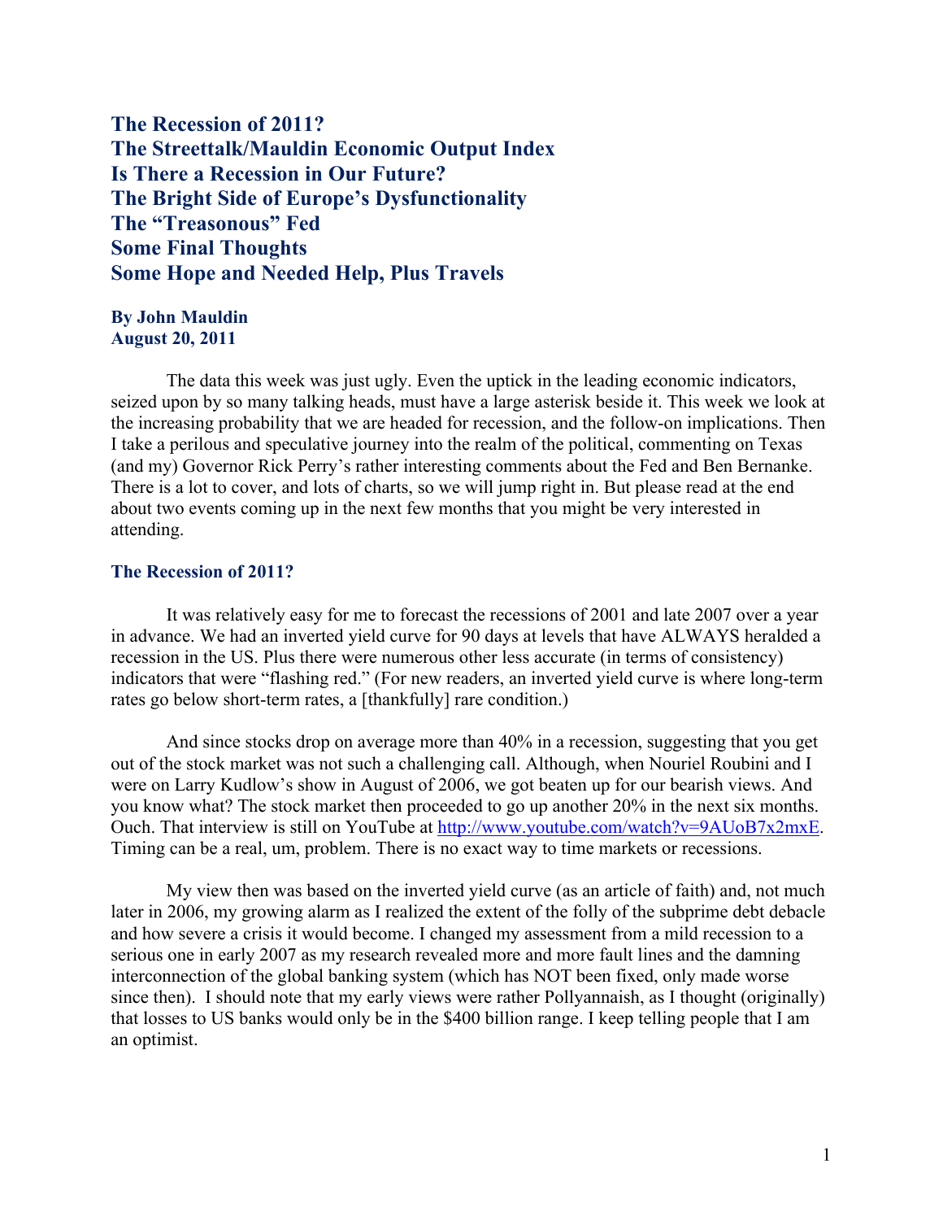# The Recession of 2011?
# The Streettalk/Mauldin Economic Output Index
# Is There a Recession in Our Future?
# The Bright Side of Europe's Dysfunctionality
# The "Treasonous" Fed
# Some Final Thoughts
# Some Hope and Needed Help, Plus Travels

**By John Mauldin**
**August 20, 2011**

The data this week was just ugly. Even the uptick in the leading economic indicators, seized upon by so many talking heads, must have a large asterisk beside it. This week we look at the increasing probability that we are headed for recession, and the follow-on implications. Then I take a perilous and speculative journey into the realm of the political, commenting on Texas (and my) Governor Rick Perry's rather interesting comments about the Fed and Ben Bernanke. There is a lot to cover, and lots of charts, so we will jump right in. But please read at the end about two events coming up in the next few months that you might be very interested in attending.

## The Recession of 2011?

It was relatively easy for me to forecast the recessions of 2001 and late 2007 over a year in advance. We had an inverted yield curve for 90 days at levels that have ALWAYS heralded a recession in the US. Plus there were numerous other less accurate (in terms of consistency) indicators that were "flashing red." (For new readers, an inverted yield curve is where long-term rates go below short-term rates, a [thankfully] rare condition.)

And since stocks drop on average more than 40% in a recession, suggesting that you get out of the stock market was not such a challenging call. Although, when Nouriel Roubini and I were on Larry Kudlow's show in August of 2006, we got beaten up for our bearish views. And you know what? The stock market then proceeded to go up another 20% in the next six months. Ouch. That interview is still on YouTube at [http://www.youtube.com/watch?v=9AUoB7x2mxE](http://www.youtube.com/watch?v=9AUoB7x2mxE). Timing can be a real, um, problem. There is no exact way to time markets or recessions.

My view then was based on the inverted yield curve (as an article of faith) and, not much later in 2006, my growing alarm as I realized the extent of the folly of the subprime debt debacle and how severe a crisis it would become. I changed my assessment from a mild recession to a serious one in early 2007 as my research revealed more and more fault lines and the damning interconnection of the global banking system (which has NOT been fixed, only made worse since then). I should note that my early views were rather Pollyannaish, as I thought (originally) that losses to US banks would only be in the $400 billion range. I keep telling people that I am an optimist.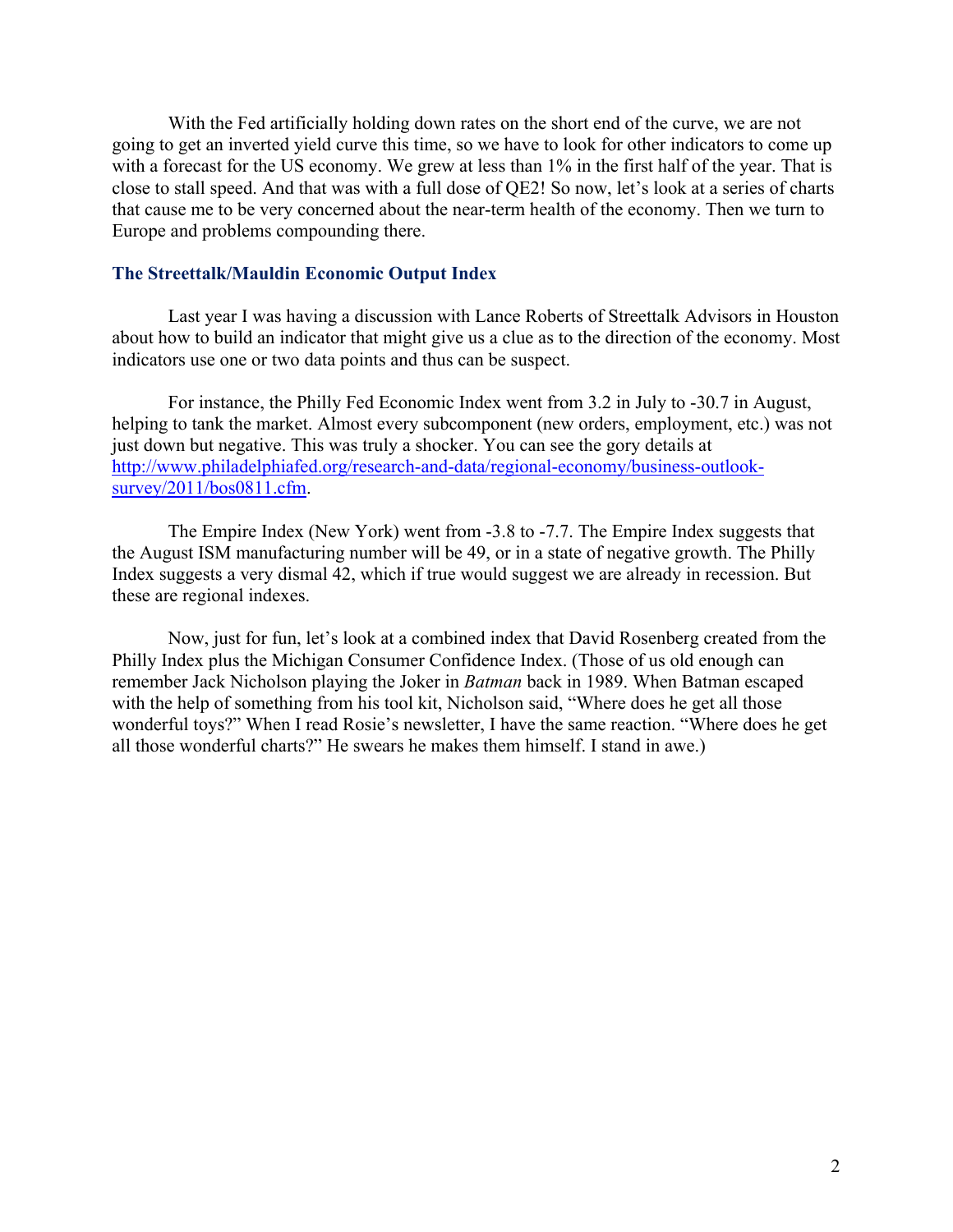With the Fed artificially holding down rates on the short end of the curve, we are not going to get an inverted yield curve this time, so we have to look for other indicators to come up with a forecast for the US economy. We grew at less than 1% in the first half of the year. That is close to stall speed. And that was with a full dose of QE2! So now, let's look at a series of charts that cause me to be very concerned about the near-term health of the economy. Then we turn to Europe and problems compounding there.

### The Streettalk/Mauldin Economic Output Index

Last year I was having a discussion with Lance Roberts of Streettalk Advisors in Houston about how to build an indicator that might give us a clue as to the direction of the economy. Most indicators use one or two data points and thus can be suspect.

For instance, the Philly Fed Economic Index went from 3.2 in July to -30.7 in August, helping to tank the market. Almost every subcomponent (new orders, employment, etc.) was not just down but negative. This was truly a shocker. You can see the gory details at [http://www.philadelphiafed.org/research-and-data/regional-economy/business-outlook-survey/2011/bos0811.cfm](http://www.philadelphiafed.org/research-and-data/regional-economy/business-outlook-survey/2011/bos0811.cfm).

The Empire Index (New York) went from -3.8 to -7.7. The Empire Index suggests that the August ISM manufacturing number will be 49, or in a state of negative growth. The Philly Index suggests a very dismal 42, which if true would suggest we are already in recession. But these are regional indexes.

Now, just for fun, let's look at a combined index that David Rosenberg created from the Philly Index plus the Michigan Consumer Confidence Index. (Those of us old enough can remember Jack Nicholson playing the Joker in *Batman* back in 1989. When Batman escaped with the help of something from his tool kit, Nicholson said, "Where does he get all those wonderful toys?" When I read Rosie's newsletter, I have the same reaction. "Where does he get all those wonderful charts?" He swears he makes them himself. I stand in awe.)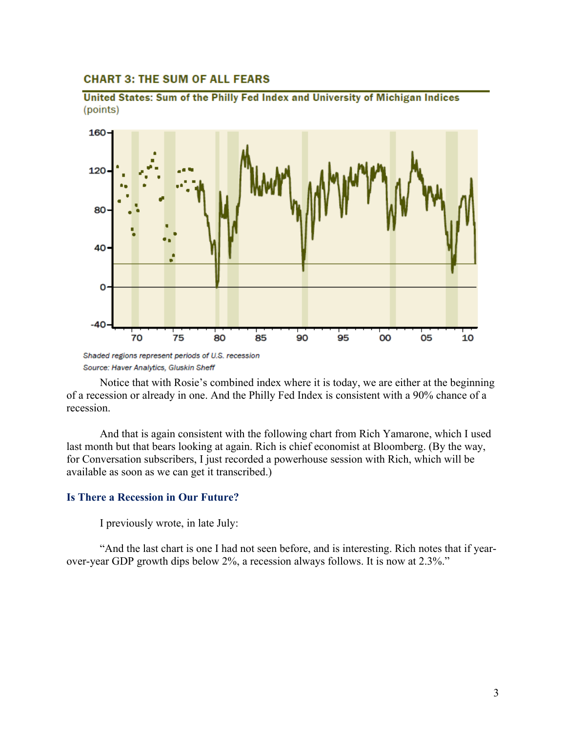**CHART 3: THE SUM OF ALL FEARS**

**United States: Sum of the Philly Fed Index and University of Michigan Indices** (points)

*Shaded regions represent periods of U.S. recession*
*Source: Haver Analytics, Gluskin Sheff*

Notice that with Rosie's combined index where it is today, we are either at the beginning of a recession or already in one. And the Philly Fed Index is consistent with a 90% chance of a recession.

And that is again consistent with the following chart from Rich Yamarone, which I used last month but that bears looking at again. Rich is chief economist at Bloomberg. (By the way, for Conversation subscribers, I just recorded a powerhouse session with Rich, which will be available as soon as we can get it transcribed.)

### Is There a Recession in Our Future?

I previously wrote, in late July:

"And the last chart is one I had not seen before, and is interesting. Rich notes that if year-over-year GDP growth dips below 2%, a recession always follows. It is now at 2.3%."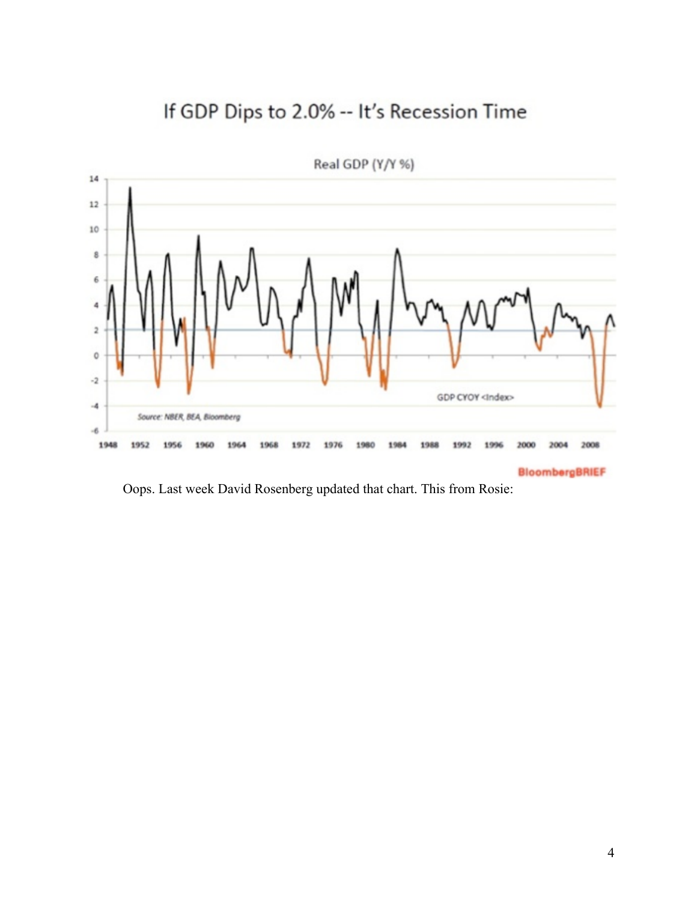## If GDP Dips to 2.0% -- It's Recession Time

Real GDP (Y/Y %)

Source: NBER, BEA, Bloomberg

GDP CYOY <Index>

BloombergBRIEF

Oops. Last week David Rosenberg updated that chart. This from Rosie: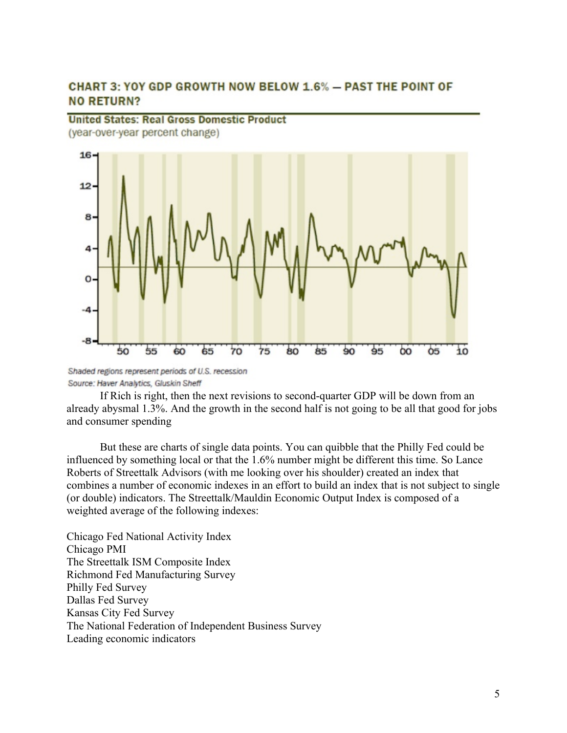**CHART 3: YOY GDP GROWTH NOW BELOW 1.6% — PAST THE POINT OF NO RETURN?**

**United States: Real Gross Domestic Product**
(year-over-year percent change)

*Shaded regions represent periods of U.S. recession*
*Source: Haver Analytics, Gluskin Sheff*

If Rich is right, then the next revisions to second-quarter GDP will be down from an already abysmal 1.3%. And the growth in the second half is not going to be all that good for jobs and consumer spending

But these are charts of single data points. You can quibble that the Philly Fed could be influenced by something local or that the 1.6% number might be different this time. So Lance Roberts of Streettalk Advisors (with me looking over his shoulder) created an index that combines a number of economic indexes in an effort to build an index that is not subject to single (or double) indicators. The Streettalk/Mauldin Economic Output Index is composed of a weighted average of the following indexes:

Chicago Fed National Activity Index
Chicago PMI
The Streettalk ISM Composite Index
Richmond Fed Manufacturing Survey
Philly Fed Survey
Dallas Fed Survey
Kansas City Fed Survey
The National Federation of Independent Business Survey
Leading economic indicators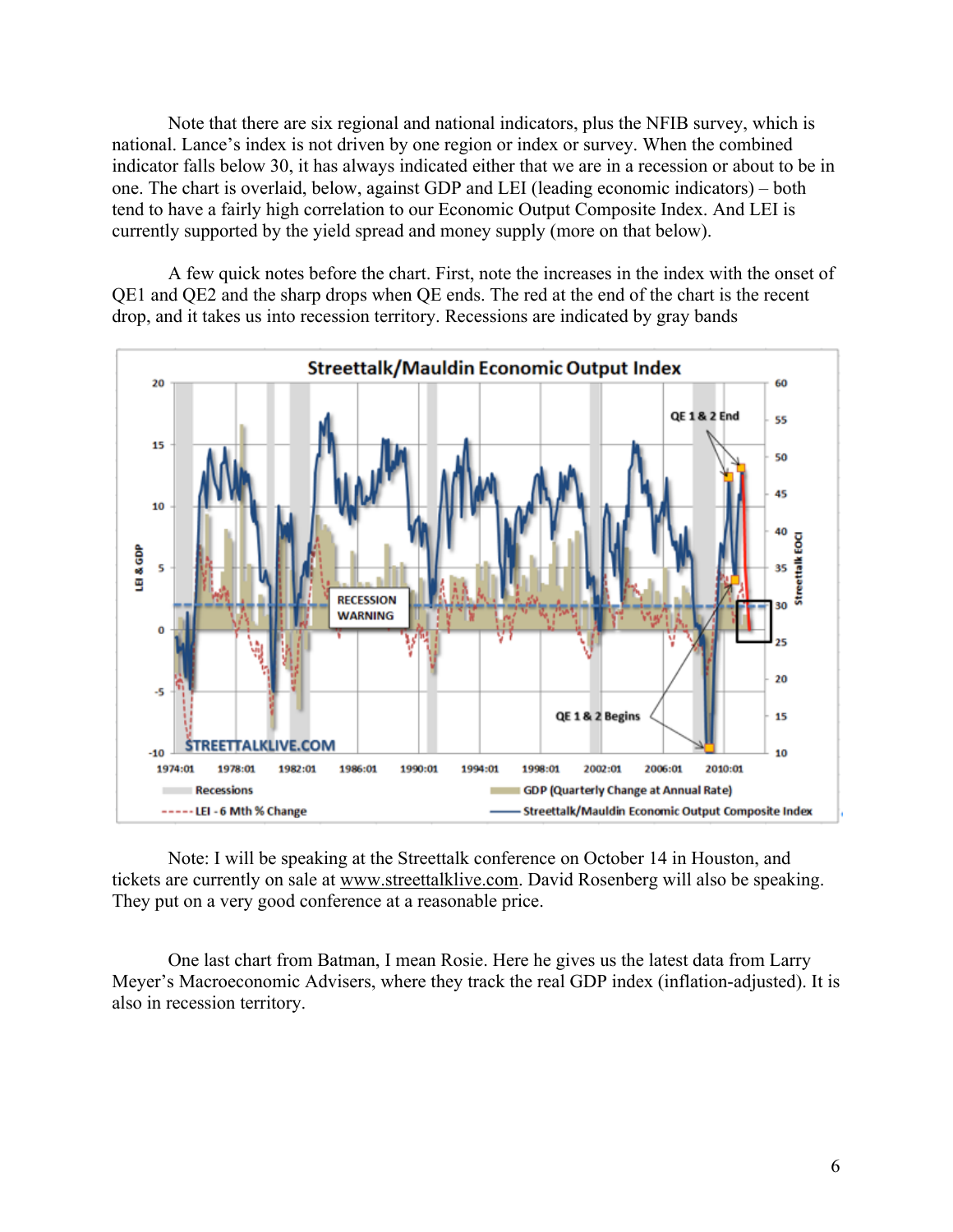Note that there are six regional and national indicators, plus the NFIB survey, which is national. Lance's index is not driven by one region or index or survey. When the combined indicator falls below 30, it has always indicated either that we are in a recession or about to be in one. The chart is overlaid, below, against GDP and LEI (leading economic indicators) – both tend to have a fairly high correlation to our Economic Output Composite Index. And LEI is currently supported by the yield spread and money supply (more on that below).

A few quick notes before the chart. First, note the increases in the index with the onset of QE1 and QE2 and the sharp drops when QE ends. The red at the end of the chart is the recent drop, and it takes us into recession territory. Recessions are indicated by gray bands

Note: I will be speaking at the Streettalk conference on October 14 in Houston, and tickets are currently on sale at www.streettalklive.com. David Rosenberg will also be speaking. They put on a very good conference at a reasonable price.

One last chart from Batman, I mean Rosie. Here he gives us the latest data from Larry Meyer's Macroeconomic Advisers, where they track the real GDP index (inflation-adjusted). It is also in recession territory.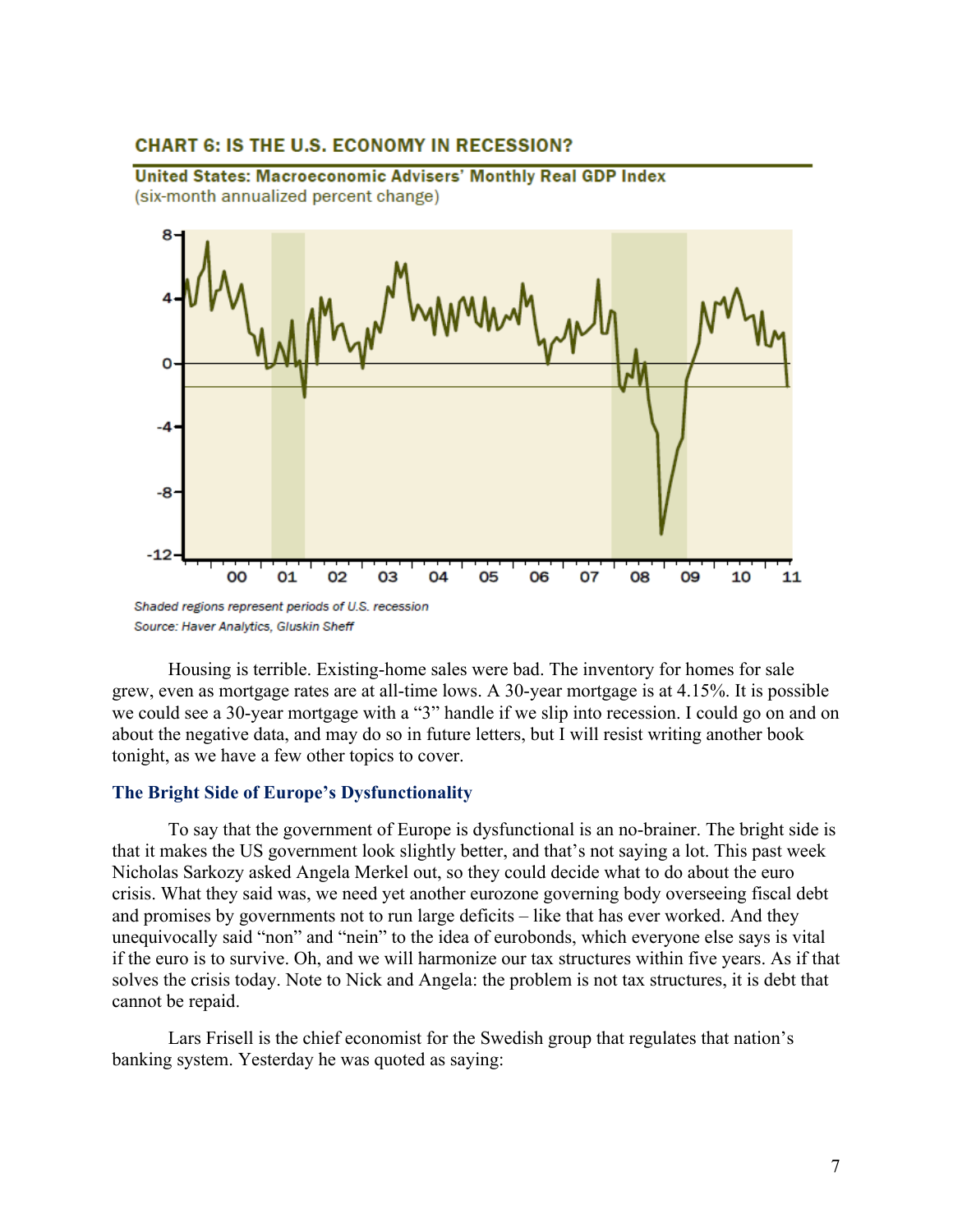**CHART 6: IS THE U.S. ECONOMY IN RECESSION?**

**United States: Macroeconomic Advisers' Monthly Real GDP Index**
(six-month annualized percent change)

*Shaded regions represent periods of U.S. recession*
*Source: Haver Analytics, Gluskin Sheff*

Housing is terrible. Existing-home sales were bad. The inventory for homes for sale grew, even as mortgage rates are at all-time lows. A 30-year mortgage is at 4.15%. It is possible we could see a 30-year mortgage with a "3" handle if we slip into recession. I could go on and on about the negative data, and may do so in future letters, but I will resist writing another book tonight, as we have a few other topics to cover.

### The Bright Side of Europe's Dysfunctionality

To say that the government of Europe is dysfunctional is an no-brainer. The bright side is that it makes the US government look slightly better, and that's not saying a lot. This past week Nicholas Sarkozy asked Angela Merkel out, so they could decide what to do about the euro crisis. What they said was, we need yet another eurozone governing body overseeing fiscal debt and promises by governments not to run large deficits – like that has ever worked. And they unequivocally said "non" and "nein" to the idea of eurobonds, which everyone else says is vital if the euro is to survive. Oh, and we will harmonize our tax structures within five years. As if that solves the crisis today. Note to Nick and Angela: the problem is not tax structures, it is debt that cannot be repaid.

Lars Frisell is the chief economist for the Swedish group that regulates that nation's banking system. Yesterday he was quoted as saying: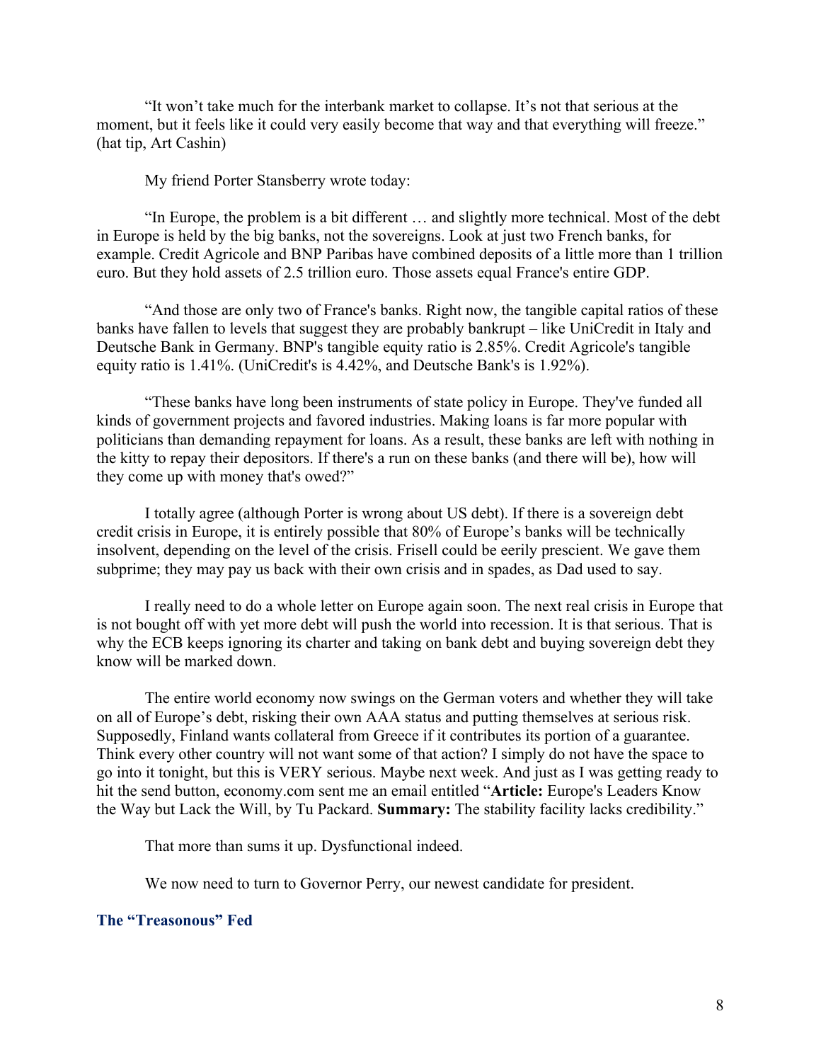"It won't take much for the interbank market to collapse. It's not that serious at the moment, but it feels like it could very easily become that way and that everything will freeze." (hat tip, Art Cashin)

My friend Porter Stansberry wrote today:

"In Europe, the problem is a bit different … and slightly more technical. Most of the debt in Europe is held by the big banks, not the sovereigns. Look at just two French banks, for example. Credit Agricole and BNP Paribas have combined deposits of a little more than 1 trillion euro. But they hold assets of 2.5 trillion euro. Those assets equal France's entire GDP.

"And those are only two of France's banks. Right now, the tangible capital ratios of these banks have fallen to levels that suggest they are probably bankrupt – like UniCredit in Italy and Deutsche Bank in Germany. BNP's tangible equity ratio is 2.85%. Credit Agricole's tangible equity ratio is 1.41%. (UniCredit's is 4.42%, and Deutsche Bank's is 1.92%).

"These banks have long been instruments of state policy in Europe. They've funded all kinds of government projects and favored industries. Making loans is far more popular with politicians than demanding repayment for loans. As a result, these banks are left with nothing in the kitty to repay their depositors. If there's a run on these banks (and there will be), how will they come up with money that's owed?"

I totally agree (although Porter is wrong about US debt). If there is a sovereign debt credit crisis in Europe, it is entirely possible that 80% of Europe's banks will be technically insolvent, depending on the level of the crisis. Frisell could be eerily prescient. We gave them subprime; they may pay us back with their own crisis and in spades, as Dad used to say.

I really need to do a whole letter on Europe again soon. The next real crisis in Europe that is not bought off with yet more debt will push the world into recession. It is that serious. That is why the ECB keeps ignoring its charter and taking on bank debt and buying sovereign debt they know will be marked down.

The entire world economy now swings on the German voters and whether they will take on all of Europe's debt, risking their own AAA status and putting themselves at serious risk. Supposedly, Finland wants collateral from Greece if it contributes its portion of a guarantee. Think every other country will not want some of that action? I simply do not have the space to go into it tonight, but this is VERY serious. Maybe next week. And just as I was getting ready to hit the send button, economy.com sent me an email entitled "**Article:** Europe's Leaders Know the Way but Lack the Will, by Tu Packard. **Summary:** The stability facility lacks credibility."

That more than sums it up. Dysfunctional indeed.

We now need to turn to Governor Perry, our newest candidate for president.

## The "Treasonous" Fed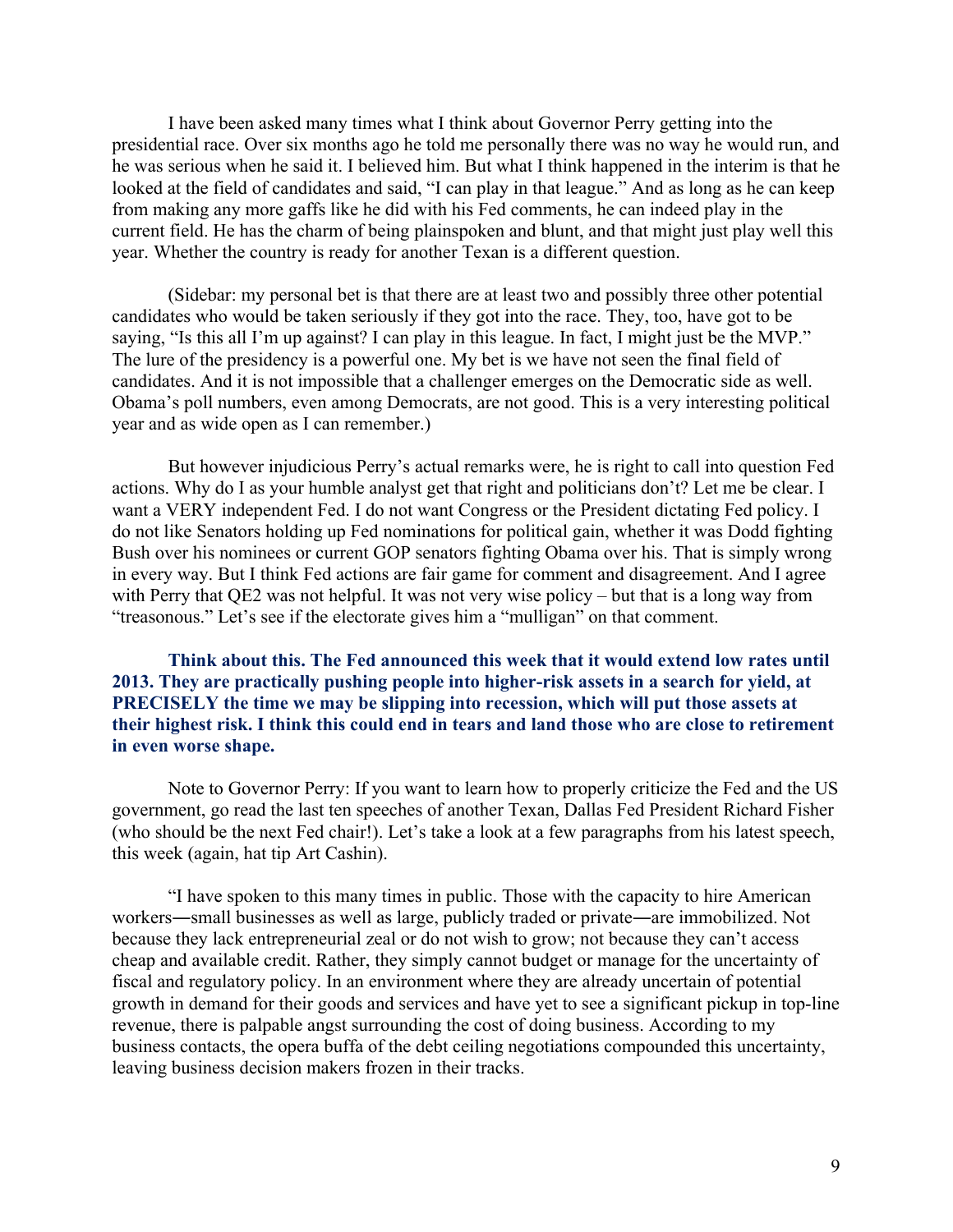I have been asked many times what I think about Governor Perry getting into the presidential race. Over six months ago he told me personally there was no way he would run, and he was serious when he said it. I believed him. But what I think happened in the interim is that he looked at the field of candidates and said, "I can play in that league." And as long as he can keep from making any more gaffs like he did with his Fed comments, he can indeed play in the current field. He has the charm of being plainspoken and blunt, and that might just play well this year. Whether the country is ready for another Texan is a different question.

(Sidebar: my personal bet is that there are at least two and possibly three other potential candidates who would be taken seriously if they got into the race. They, too, have got to be saying, "Is this all I'm up against? I can play in this league. In fact, I might just be the MVP." The lure of the presidency is a powerful one. My bet is we have not seen the final field of candidates. And it is not impossible that a challenger emerges on the Democratic side as well. Obama's poll numbers, even among Democrats, are not good. This is a very interesting political year and as wide open as I can remember.)

But however injudicious Perry's actual remarks were, he is right to call into question Fed actions. Why do I as your humble analyst get that right and politicians don't? Let me be clear. I want a VERY independent Fed. I do not want Congress or the President dictating Fed policy. I do not like Senators holding up Fed nominations for political gain, whether it was Dodd fighting Bush over his nominees or current GOP senators fighting Obama over his. That is simply wrong in every way. But I think Fed actions are fair game for comment and disagreement. And I agree with Perry that QE2 was not helpful. It was not very wise policy – but that is a long way from "treasonous." Let's see if the electorate gives him a "mulligan" on that comment.

**Think about this. The Fed announced this week that it would extend low rates until 2013. They are practically pushing people into higher-risk assets in a search for yield, at PRECISELY the time we may be slipping into recession, which will put those assets at their highest risk. I think this could end in tears and land those who are close to retirement in even worse shape.**

Note to Governor Perry: If you want to learn how to properly criticize the Fed and the US government, go read the last ten speeches of another Texan, Dallas Fed President Richard Fisher (who should be the next Fed chair!). Let's take a look at a few paragraphs from his latest speech, this week (again, hat tip Art Cashin).

"I have spoken to this many times in public. Those with the capacity to hire American workers―small businesses as well as large, publicly traded or private―are immobilized. Not because they lack entrepreneurial zeal or do not wish to grow; not because they can't access cheap and available credit. Rather, they simply cannot budget or manage for the uncertainty of fiscal and regulatory policy. In an environment where they are already uncertain of potential growth in demand for their goods and services and have yet to see a significant pickup in top-line revenue, there is palpable angst surrounding the cost of doing business. According to my business contacts, the opera buffa of the debt ceiling negotiations compounded this uncertainty, leaving business decision makers frozen in their tracks.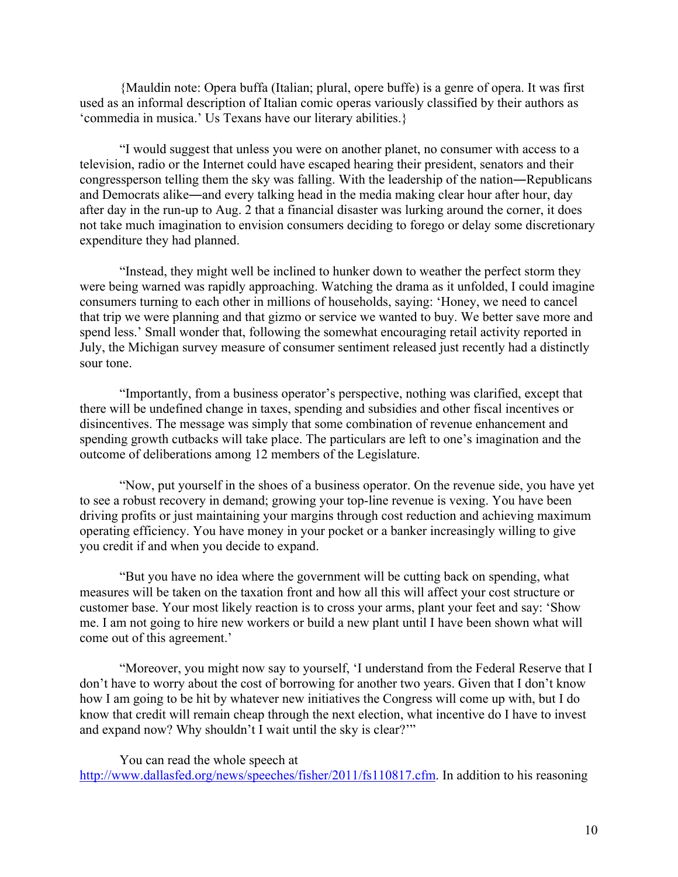{Mauldin note: Opera buffa (Italian; plural, opere buffe) is a genre of opera. It was first used as an informal description of Italian comic operas variously classified by their authors as 'commedia in musica.' Us Texans have our literary abilities.}

"I would suggest that unless you were on another planet, no consumer with access to a television, radio or the Internet could have escaped hearing their president, senators and their congressperson telling them the sky was falling. With the leadership of the nation―Republicans and Democrats alike―and every talking head in the media making clear hour after hour, day after day in the run-up to Aug. 2 that a financial disaster was lurking around the corner, it does not take much imagination to envision consumers deciding to forego or delay some discretionary expenditure they had planned.

"Instead, they might well be inclined to hunker down to weather the perfect storm they were being warned was rapidly approaching. Watching the drama as it unfolded, I could imagine consumers turning to each other in millions of households, saying: 'Honey, we need to cancel that trip we were planning and that gizmo or service we wanted to buy. We better save more and spend less.' Small wonder that, following the somewhat encouraging retail activity reported in July, the Michigan survey measure of consumer sentiment released just recently had a distinctly sour tone.

"Importantly, from a business operator's perspective, nothing was clarified, except that there will be undefined change in taxes, spending and subsidies and other fiscal incentives or disincentives. The message was simply that some combination of revenue enhancement and spending growth cutbacks will take place. The particulars are left to one's imagination and the outcome of deliberations among 12 members of the Legislature.

"Now, put yourself in the shoes of a business operator. On the revenue side, you have yet to see a robust recovery in demand; growing your top-line revenue is vexing. You have been driving profits or just maintaining your margins through cost reduction and achieving maximum operating efficiency. You have money in your pocket or a banker increasingly willing to give you credit if and when you decide to expand.

"But you have no idea where the government will be cutting back on spending, what measures will be taken on the taxation front and how all this will affect your cost structure or customer base. Your most likely reaction is to cross your arms, plant your feet and say: 'Show me. I am not going to hire new workers or build a new plant until I have been shown what will come out of this agreement.'

"Moreover, you might now say to yourself, 'I understand from the Federal Reserve that I don't have to worry about the cost of borrowing for another two years. Given that I don't know how I am going to be hit by whatever new initiatives the Congress will come up with, but I do know that credit will remain cheap through the next election, what incentive do I have to invest and expand now? Why shouldn't I wait until the sky is clear?'"

You can read the whole speech at http://www.dallasfed.org/news/speeches/fisher/2011/fs110817.cfm. In addition to his reasoning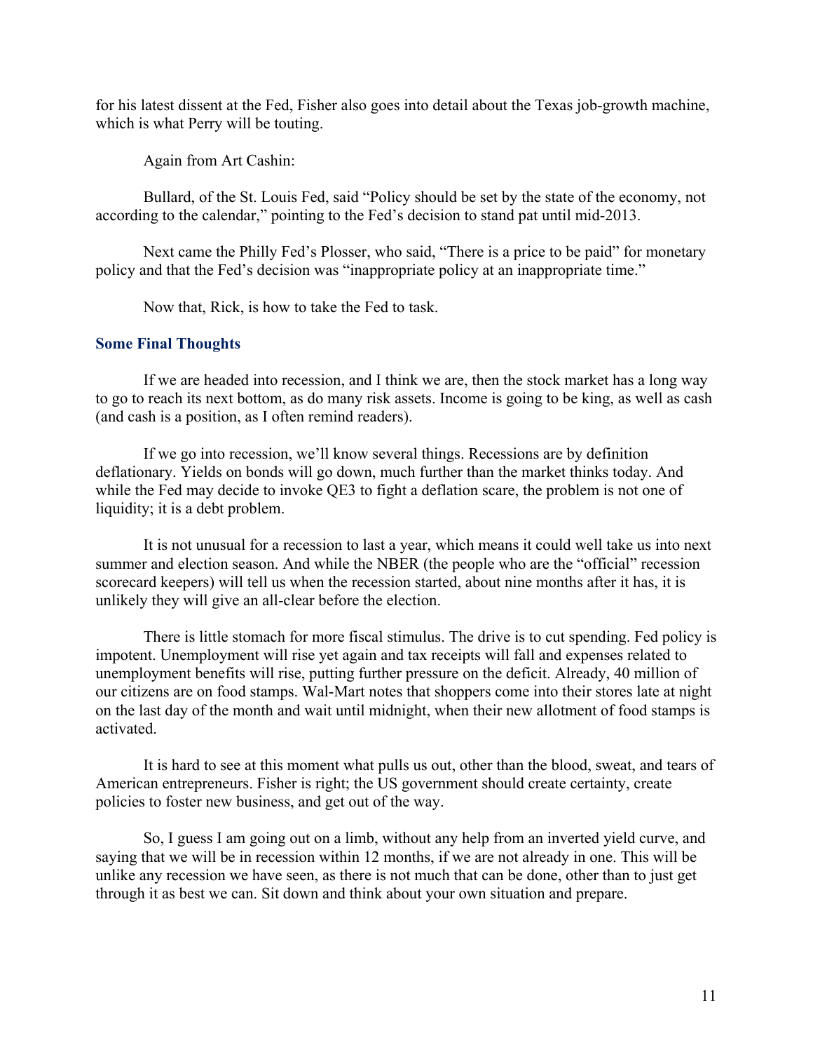for his latest dissent at the Fed, Fisher also goes into detail about the Texas job-growth machine, which is what Perry will be touting.

Again from Art Cashin:

Bullard, of the St. Louis Fed, said "Policy should be set by the state of the economy, not according to the calendar," pointing to the Fed's decision to stand pat until mid-2013.

Next came the Philly Fed's Plosser, who said, "There is a price to be paid" for monetary policy and that the Fed's decision was "inappropriate policy at an inappropriate time."

Now that, Rick, is how to take the Fed to task.

## Some Final Thoughts

If we are headed into recession, and I think we are, then the stock market has a long way to go to reach its next bottom, as do many risk assets. Income is going to be king, as well as cash (and cash is a position, as I often remind readers).

If we go into recession, we'll know several things. Recessions are by definition deflationary. Yields on bonds will go down, much further than the market thinks today. And while the Fed may decide to invoke QE3 to fight a deflation scare, the problem is not one of liquidity; it is a debt problem.

It is not unusual for a recession to last a year, which means it could well take us into next summer and election season. And while the NBER (the people who are the "official" recession scorecard keepers) will tell us when the recession started, about nine months after it has, it is unlikely they will give an all-clear before the election.

There is little stomach for more fiscal stimulus. The drive is to cut spending. Fed policy is impotent. Unemployment will rise yet again and tax receipts will fall and expenses related to unemployment benefits will rise, putting further pressure on the deficit. Already, 40 million of our citizens are on food stamps. Wal-Mart notes that shoppers come into their stores late at night on the last day of the month and wait until midnight, when their new allotment of food stamps is activated.

It is hard to see at this moment what pulls us out, other than the blood, sweat, and tears of American entrepreneurs. Fisher is right; the US government should create certainty, create policies to foster new business, and get out of the way.

So, I guess I am going out on a limb, without any help from an inverted yield curve, and saying that we will be in recession within 12 months, if we are not already in one. This will be unlike any recession we have seen, as there is not much that can be done, other than to just get through it as best we can. Sit down and think about your own situation and prepare.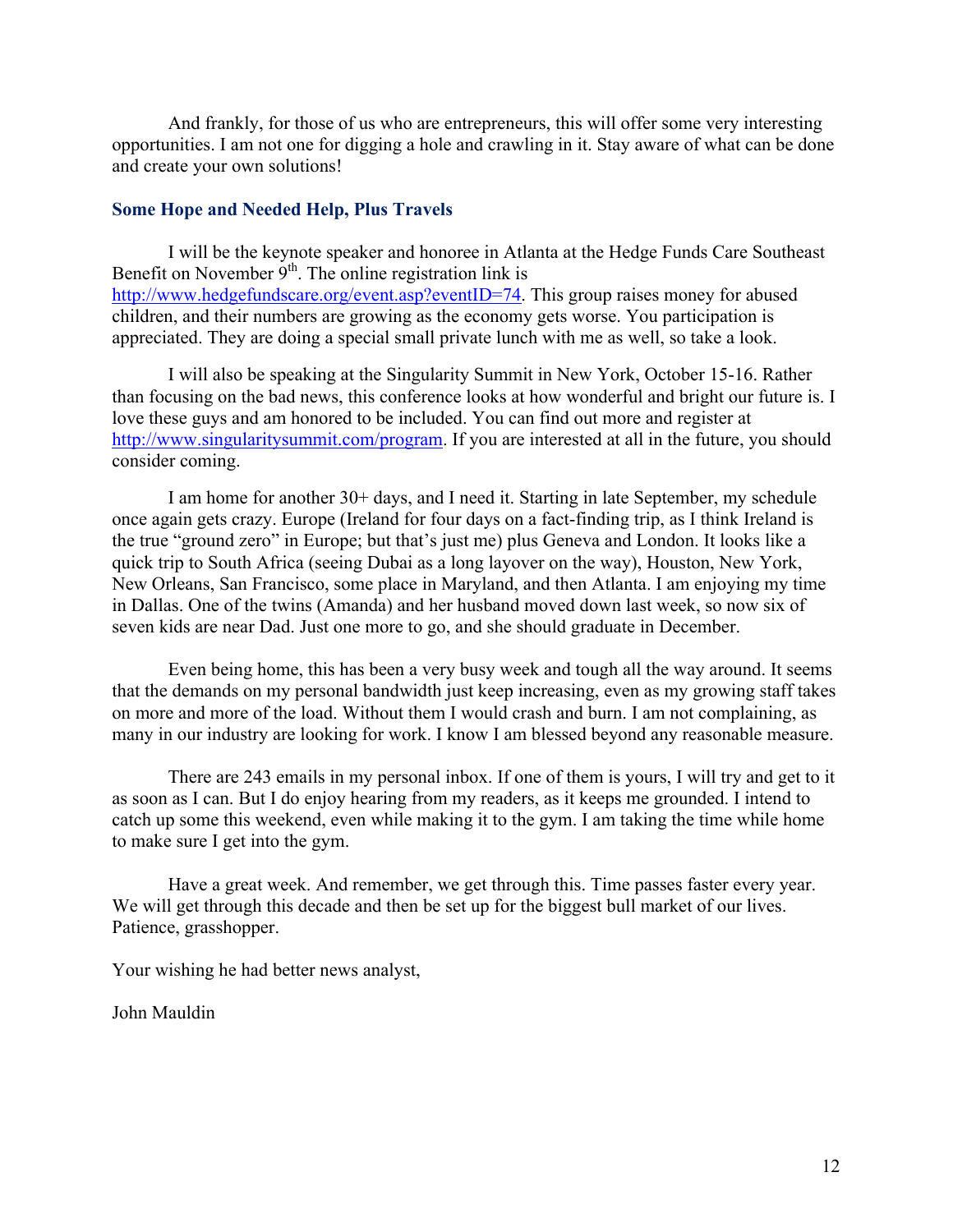And frankly, for those of us who are entrepreneurs, this will offer some very interesting opportunities. I am not one for digging a hole and crawling in it. Stay aware of what can be done and create your own solutions!

### Some Hope and Needed Help, Plus Travels

I will be the keynote speaker and honoree in Atlanta at the Hedge Funds Care Southeast Benefit on November 9th. The online registration link is http://www.hedgefundscare.org/event.asp?eventID=74. This group raises money for abused children, and their numbers are growing as the economy gets worse. You participation is appreciated. They are doing a special small private lunch with me as well, so take a look.

I will also be speaking at the Singularity Summit in New York, October 15-16. Rather than focusing on the bad news, this conference looks at how wonderful and bright our future is. I love these guys and am honored to be included. You can find out more and register at http://www.singularitysummit.com/program. If you are interested at all in the future, you should consider coming.

I am home for another 30+ days, and I need it. Starting in late September, my schedule once again gets crazy. Europe (Ireland for four days on a fact-finding trip, as I think Ireland is the true "ground zero" in Europe; but that's just me) plus Geneva and London. It looks like a quick trip to South Africa (seeing Dubai as a long layover on the way), Houston, New York, New Orleans, San Francisco, some place in Maryland, and then Atlanta. I am enjoying my time in Dallas. One of the twins (Amanda) and her husband moved down last week, so now six of seven kids are near Dad. Just one more to go, and she should graduate in December.

Even being home, this has been a very busy week and tough all the way around. It seems that the demands on my personal bandwidth just keep increasing, even as my growing staff takes on more and more of the load. Without them I would crash and burn. I am not complaining, as many in our industry are looking for work. I know I am blessed beyond any reasonable measure.

There are 243 emails in my personal inbox. If one of them is yours, I will try and get to it as soon as I can. But I do enjoy hearing from my readers, as it keeps me grounded. I intend to catch up some this weekend, even while making it to the gym. I am taking the time while home to make sure I get into the gym.

Have a great week. And remember, we get through this. Time passes faster every year. We will get through this decade and then be set up for the biggest bull market of our lives. Patience, grasshopper.

Your wishing he had better news analyst,

John Mauldin